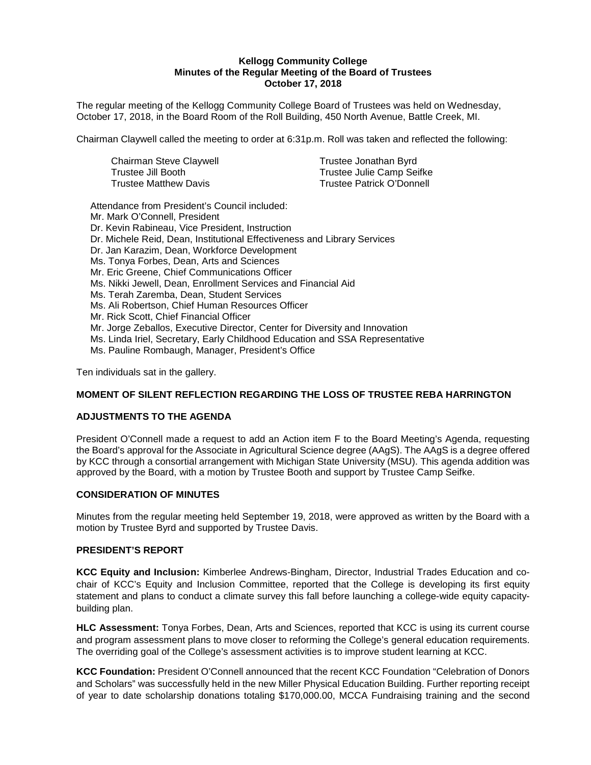**Kellogg Community College**
**Minutes of the Regular Meeting of the Board of Trustees**
**October 17, 2018**

The regular meeting of the Kellogg Community College Board of Trustees was held on Wednesday, October 17, 2018, in the Board Room of the Roll Building, 450 North Avenue, Battle Creek, MI.

Chairman Claywell called the meeting to order at 6:31p.m. Roll was taken and reflected the following:

Chairman Steve Claywell
Trustee Jill Booth
Trustee Matthew Davis
Trustee Jonathan Byrd
Trustee Julie Camp Seifke
Trustee Patrick O'Donnell

Attendance from President's Council included:
Mr. Mark O'Connell, President
Dr. Kevin Rabineau, Vice President, Instruction
Dr. Michele Reid, Dean, Institutional Effectiveness and Library Services
Dr. Jan Karazim, Dean, Workforce Development
Ms. Tonya Forbes, Dean, Arts and Sciences
Mr. Eric Greene, Chief Communications Officer
Ms. Nikki Jewell, Dean, Enrollment Services and Financial Aid
Ms. Terah Zaremba, Dean, Student Services
Ms. Ali Robertson, Chief Human Resources Officer
Mr. Rick Scott, Chief Financial Officer
Mr. Jorge Zeballos, Executive Director, Center for Diversity and Innovation
Ms. Linda Iriel, Secretary, Early Childhood Education and SSA Representative
Ms. Pauline Rombaugh, Manager, President's Office

Ten individuals sat in the gallery.

**MOMENT OF SILENT REFLECTION REGARDING THE LOSS OF TRUSTEE REBA HARRINGTON**

**ADJUSTMENTS TO THE AGENDA**

President O'Connell made a request to add an Action item F to the Board Meeting's Agenda, requesting the Board's approval for the Associate in Agricultural Science degree (AAgS). The AAgS is a degree offered by KCC through a consortial arrangement with Michigan State University (MSU). This agenda addition was approved by the Board, with a motion by Trustee Booth and support by Trustee Camp Seifke.

**CONSIDERATION OF MINUTES**

Minutes from the regular meeting held September 19, 2018, were approved as written by the Board with a motion by Trustee Byrd and supported by Trustee Davis.

**PRESIDENT'S REPORT**

**KCC Equity and Inclusion:** Kimberlee Andrews-Bingham, Director, Industrial Trades Education and co-chair of KCC's Equity and Inclusion Committee, reported that the College is developing its first equity statement and plans to conduct a climate survey this fall before launching a college-wide equity capacity-building plan.

**HLC Assessment:** Tonya Forbes, Dean, Arts and Sciences, reported that KCC is using its current course and program assessment plans to move closer to reforming the College's general education requirements. The overriding goal of the College's assessment activities is to improve student learning at KCC.

**KCC Foundation:** President O'Connell announced that the recent KCC Foundation "Celebration of Donors and Scholars" was successfully held in the new Miller Physical Education Building. Further reporting receipt of year to date scholarship donations totaling $170,000.00, MCCA Fundraising training and the second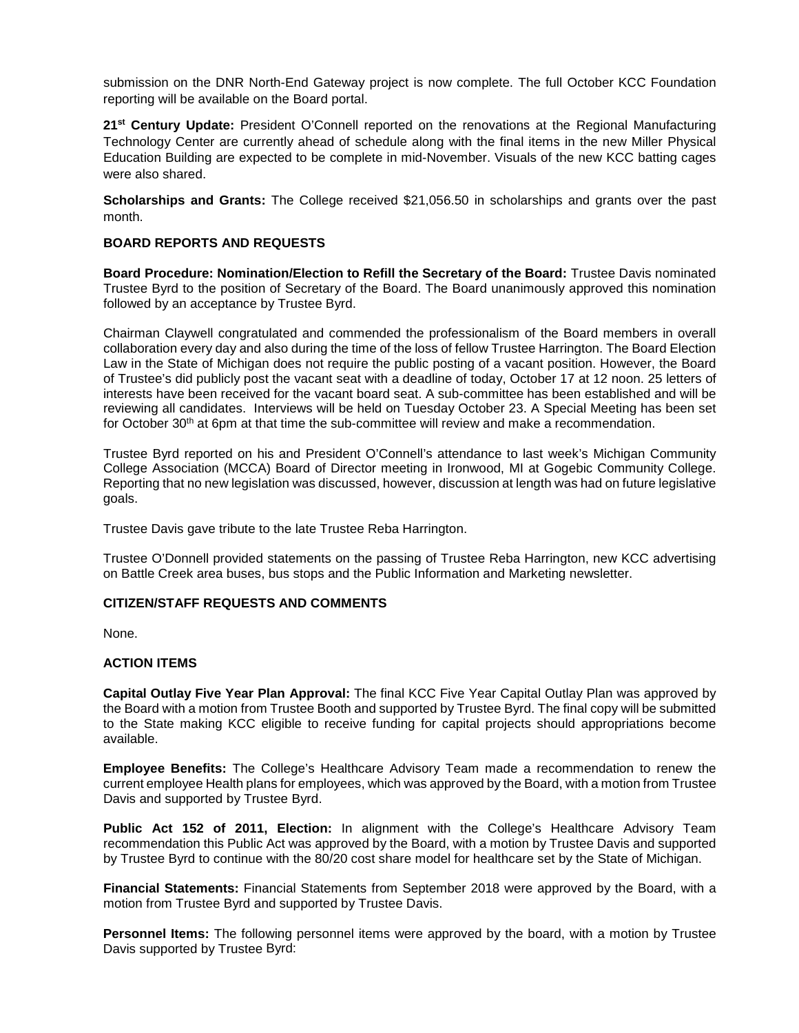submission on the DNR North-End Gateway project is now complete. The full October KCC Foundation reporting will be available on the Board portal.

**21st Century Update:** President O'Connell reported on the renovations at the Regional Manufacturing Technology Center are currently ahead of schedule along with the final items in the new Miller Physical Education Building are expected to be complete in mid-November. Visuals of the new KCC batting cages were also shared.

**Scholarships and Grants:** The College received $21,056.50 in scholarships and grants over the past month.

**BOARD REPORTS AND REQUESTS**

**Board Procedure: Nomination/Election to Refill the Secretary of the Board:** Trustee Davis nominated Trustee Byrd to the position of Secretary of the Board. The Board unanimously approved this nomination followed by an acceptance by Trustee Byrd.

Chairman Claywell congratulated and commended the professionalism of the Board members in overall collaboration every day and also during the time of the loss of fellow Trustee Harrington. The Board Election Law in the State of Michigan does not require the public posting of a vacant position. However, the Board of Trustee's did publicly post the vacant seat with a deadline of today, October 17 at 12 noon. 25 letters of interests have been received for the vacant board seat. A sub-committee has been established and will be reviewing all candidates. Interviews will be held on Tuesday October 23. A Special Meeting has been set for October 30th at 6pm at that time the sub-committee will review and make a recommendation.

Trustee Byrd reported on his and President O'Connell's attendance to last week's Michigan Community College Association (MCCA) Board of Director meeting in Ironwood, MI at Gogebic Community College. Reporting that no new legislation was discussed, however, discussion at length was had on future legislative goals.

Trustee Davis gave tribute to the late Trustee Reba Harrington.

Trustee O'Donnell provided statements on the passing of Trustee Reba Harrington, new KCC advertising on Battle Creek area buses, bus stops and the Public Information and Marketing newsletter.

**CITIZEN/STAFF REQUESTS AND COMMENTS**

None.

**ACTION ITEMS**

**Capital Outlay Five Year Plan Approval:** The final KCC Five Year Capital Outlay Plan was approved by the Board with a motion from Trustee Booth and supported by Trustee Byrd. The final copy will be submitted to the State making KCC eligible to receive funding for capital projects should appropriations become available.

**Employee Benefits:** The College's Healthcare Advisory Team made a recommendation to renew the current employee Health plans for employees, which was approved by the Board, with a motion from Trustee Davis and supported by Trustee Byrd.

**Public Act 152 of 2011, Election:** In alignment with the College's Healthcare Advisory Team recommendation this Public Act was approved by the Board, with a motion by Trustee Davis and supported by Trustee Byrd to continue with the 80/20 cost share model for healthcare set by the State of Michigan.

**Financial Statements:** Financial Statements from September 2018 were approved by the Board, with a motion from Trustee Byrd and supported by Trustee Davis.

**Personnel Items:** The following personnel items were approved by the board, with a motion by Trustee Davis supported by Trustee Byrd: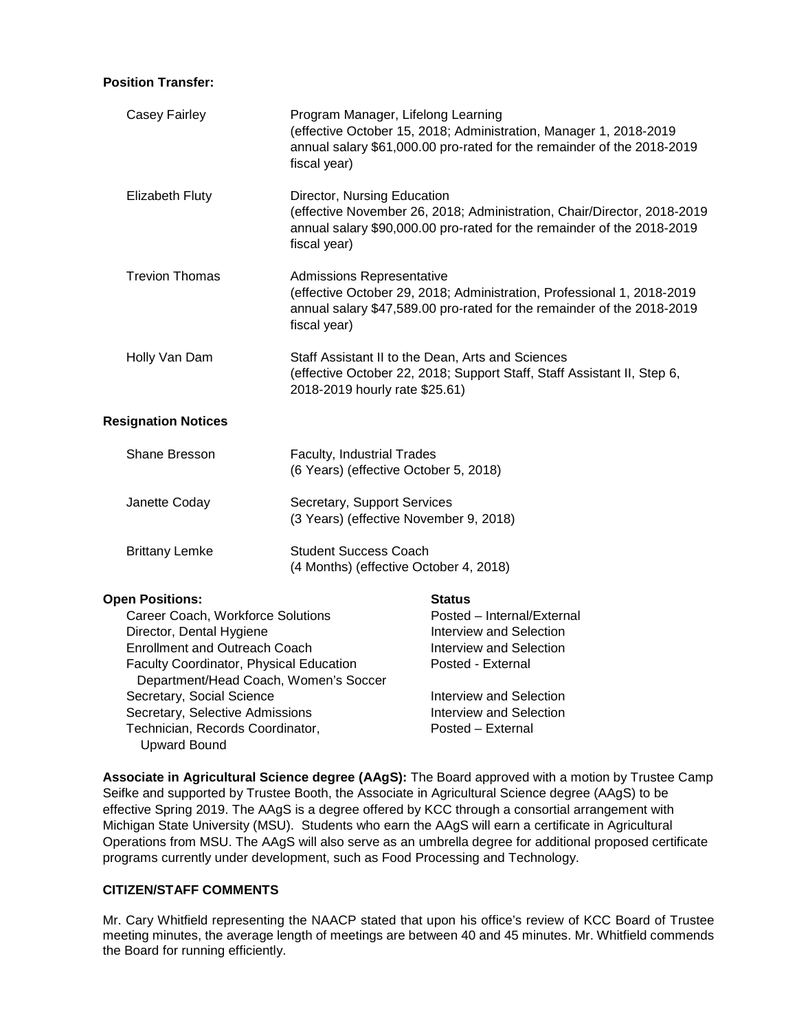**Position Transfer:**

| | |
|---|---|
| Casey Fairley | Program Manager, Lifelong Learning (effective October 15, 2018; Administration, Manager 1, 2018-2019 annual salary $61,000.00 pro-rated for the remainder of the 2018-2019 fiscal year) |
| Elizabeth Fluty | Director, Nursing Education (effective November 26, 2018; Administration, Chair/Director, 2018-2019 annual salary $90,000.00 pro-rated for the remainder of the 2018-2019 fiscal year) |
| Trevion Thomas | Admissions Representative (effective October 29, 2018; Administration, Professional 1, 2018-2019 annual salary $47,589.00 pro-rated for the remainder of the 2018-2019 fiscal year) |
| Holly Van Dam | Staff Assistant II to the Dean, Arts and Sciences (effective October 22, 2018; Support Staff, Staff Assistant II, Step 6, 2018-2019 hourly rate $25.61) |

**Resignation Notices**

| | |
|---|---|
| Shane Bresson | Faculty, Industrial Trades (6 Years) (effective October 5, 2018) |
| Janette Coday | Secretary, Support Services (3 Years) (effective November 9, 2018) |
| Brittany Lemke | Student Success Coach (4 Months) (effective October 4, 2018) |

| **Open Positions:** | **Status** |
|---|---|
| Career Coach, Workforce Solutions | Posted – Internal/External |
| Director, Dental Hygiene | Interview and Selection |
| Enrollment and Outreach Coach | Interview and Selection |
| Faculty Coordinator, Physical Education Department/Head Coach, Women's Soccer | Posted - External |
| Secretary, Social Science | Interview and Selection |
| Secretary, Selective Admissions | Interview and Selection |
| Technician, Records Coordinator, Upward Bound | Posted – External |

**Associate in Agricultural Science degree (AAgS):** The Board approved with a motion by Trustee Camp Seifke and supported by Trustee Booth, the Associate in Agricultural Science degree (AAgS) to be effective Spring 2019. The AAgS is a degree offered by KCC through a consortial arrangement with Michigan State University (MSU). Students who earn the AAgS will earn a certificate in Agricultural Operations from MSU. The AAgS will also serve as an umbrella degree for additional proposed certificate programs currently under development, such as Food Processing and Technology.

**CITIZEN/STAFF COMMENTS**

Mr. Cary Whitfield representing the NAACP stated that upon his office's review of KCC Board of Trustee meeting minutes, the average length of meetings are between 40 and 45 minutes. Mr. Whitfield commends the Board for running efficiently.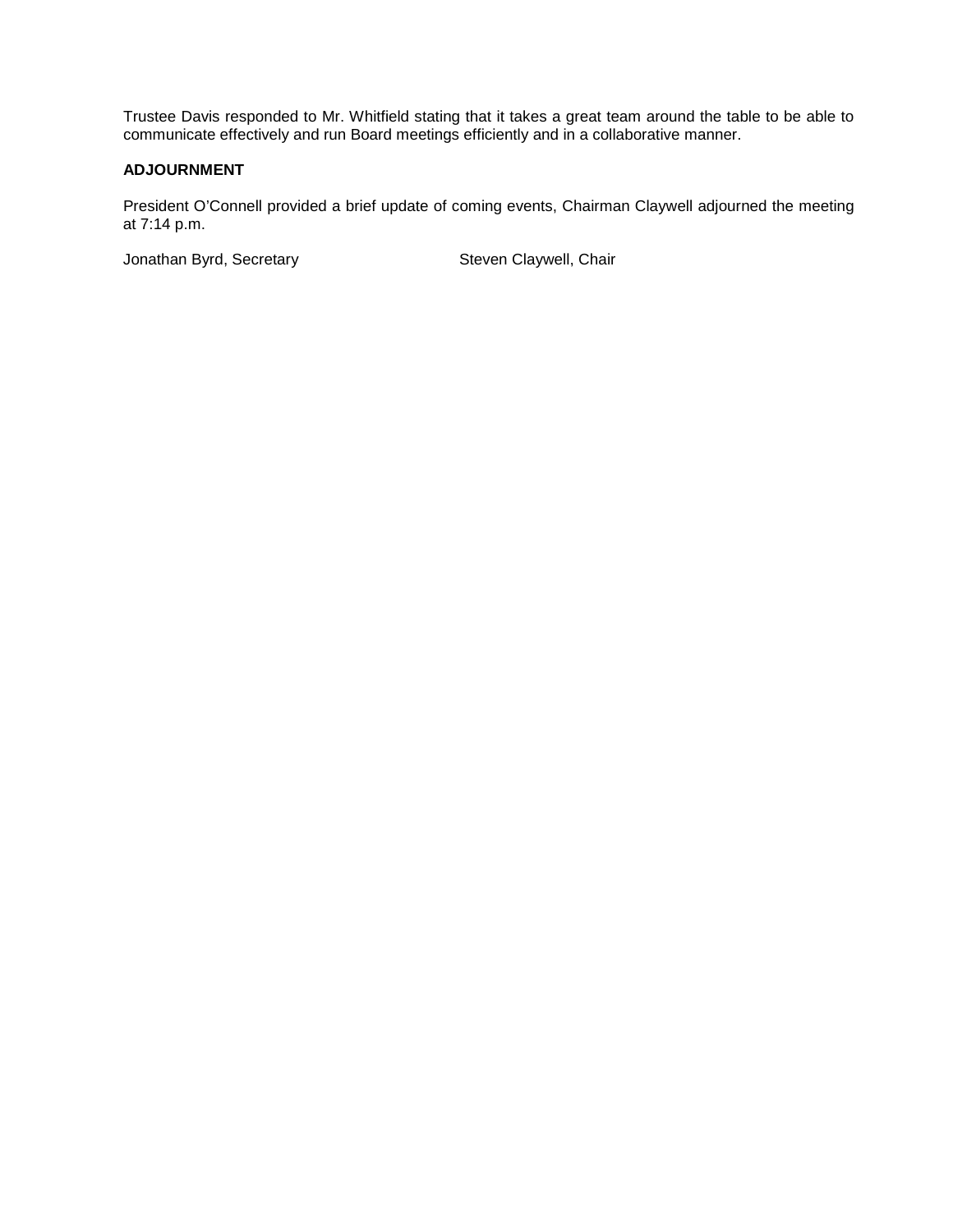Trustee Davis responded to Mr. Whitfield stating that it takes a great team around the table to be able to communicate effectively and run Board meetings efficiently and in a collaborative manner.

**ADJOURNMENT**

President O'Connell provided a brief update of coming events, Chairman Claywell adjourned the meeting at 7:14 p.m.

Jonathan Byrd, Secretary

Steven Claywell, Chair